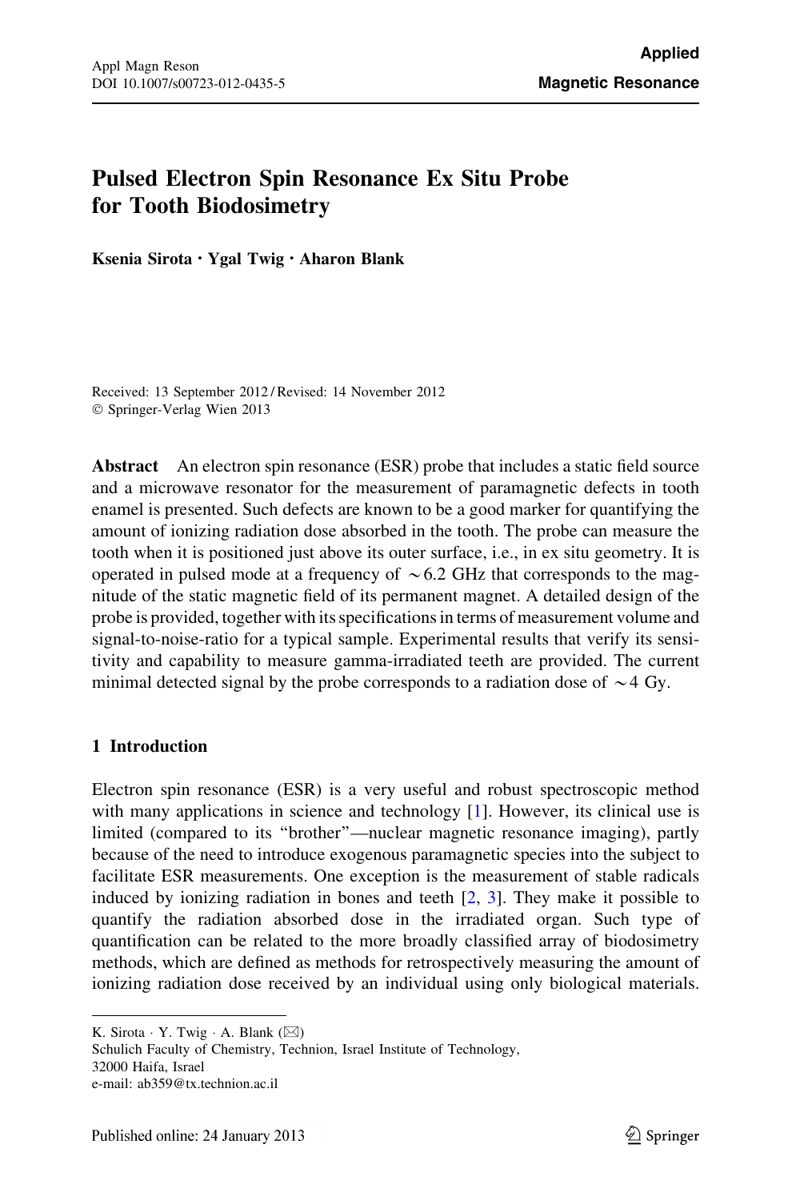# Pulsed Electron Spin Resonance Ex Situ Probe for Tooth Biodosimetry

**Ksenia Sirota · Ygal Twig · Aharon Blank**

Received: 13 September 2012 / Revised: 14 November 2012
© Springer-Verlag Wien 2013

**Abstract** An electron spin resonance (ESR) probe that includes a static field source and a microwave resonator for the measurement of paramagnetic defects in tooth enamel is presented. Such defects are known to be a good marker for quantifying the amount of ionizing radiation dose absorbed in the tooth. The probe can measure the tooth when it is positioned just above its outer surface, i.e., in ex situ geometry. It is operated in pulsed mode at a frequency of $\sim 6.2$ GHz that corresponds to the magnitude of the static magnetic field of its permanent magnet. A detailed design of the probe is provided, together with its specifications in terms of measurement volume and signal-to-noise-ratio for a typical sample. Experimental results that verify its sensitivity and capability to measure gamma-irradiated teeth are provided. The current minimal detected signal by the probe corresponds to a radiation dose of $\sim 4$ Gy.

## 1 Introduction

Electron spin resonance (ESR) is a very useful and robust spectroscopic method with many applications in science and technology [1]. However, its clinical use is limited (compared to its "brother"—nuclear magnetic resonance imaging), partly because of the need to introduce exogenous paramagnetic species into the subject to facilitate ESR measurements. One exception is the measurement of stable radicals induced by ionizing radiation in bones and teeth [2, 3]. They make it possible to quantify the radiation absorbed dose in the irradiated organ. Such type of quantification can be related to the more broadly classified array of biodosimetry methods, which are defined as methods for retrospectively measuring the amount of ionizing radiation dose received by an individual using only biological materials.

K. Sirota · Y. Twig · A. Blank (✉)
Schulich Faculty of Chemistry, Technion, Israel Institute of Technology,
32000 Haifa, Israel
e-mail: ab359@tx.technion.ac.il

Published online: 24 January 2013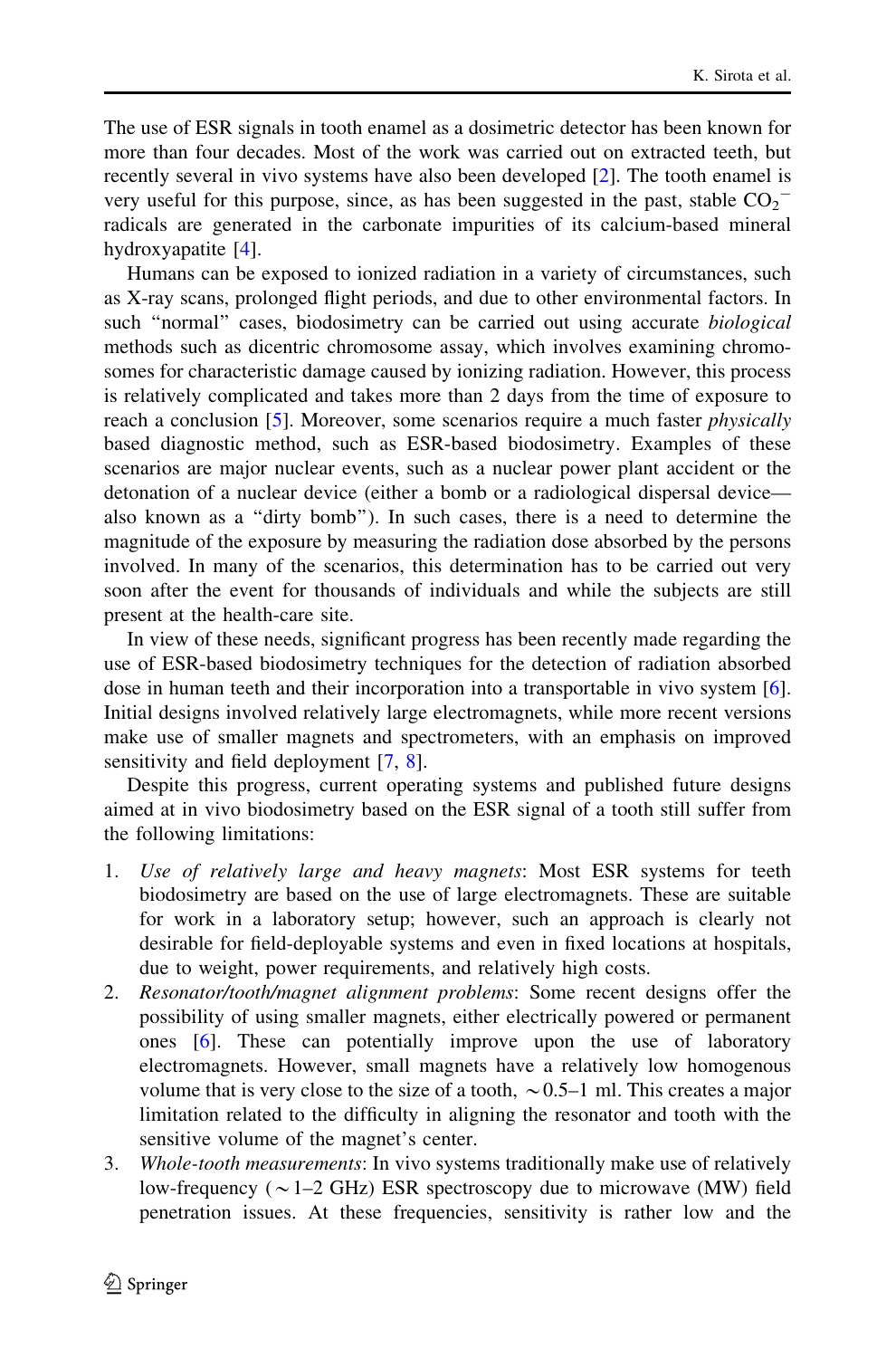The use of ESR signals in tooth enamel as a dosimetric detector has been known for more than four decades. Most of the work was carried out on extracted teeth, but recently several in vivo systems have also been developed [2]. The tooth enamel is very useful for this purpose, since, as has been suggested in the past, stable $CO_2^-$ radicals are generated in the carbonate impurities of its calcium-based mineral hydroxyapatite [4].

Humans can be exposed to ionized radiation in a variety of circumstances, such as X-ray scans, prolonged flight periods, and due to other environmental factors. In such "normal" cases, biodosimetry can be carried out using accurate *biological* methods such as dicentric chromosome assay, which involves examining chromosomes for characteristic damage caused by ionizing radiation. However, this process is relatively complicated and takes more than 2 days from the time of exposure to reach a conclusion [5]. Moreover, some scenarios require a much faster *physically* based diagnostic method, such as ESR-based biodosimetry. Examples of these scenarios are major nuclear events, such as a nuclear power plant accident or the detonation of a nuclear device (either a bomb or a radiological dispersal device—also known as a "dirty bomb"). In such cases, there is a need to determine the magnitude of the exposure by measuring the radiation dose absorbed by the persons involved. In many of the scenarios, this determination has to be carried out very soon after the event for thousands of individuals and while the subjects are still present at the health-care site.

In view of these needs, significant progress has been recently made regarding the use of ESR-based biodosimetry techniques for the detection of radiation absorbed dose in human teeth and their incorporation into a transportable in vivo system [6]. Initial designs involved relatively large electromagnets, while more recent versions make use of smaller magnets and spectrometers, with an emphasis on improved sensitivity and field deployment [7, 8].

Despite this progress, current operating systems and published future designs aimed at in vivo biodosimetry based on the ESR signal of a tooth still suffer from the following limitations:

1. *Use of relatively large and heavy magnets*: Most ESR systems for teeth biodosimetry are based on the use of large electromagnets. These are suitable for work in a laboratory setup; however, such an approach is clearly not desirable for field-deployable systems and even in fixed locations at hospitals, due to weight, power requirements, and relatively high costs.
2. *Resonator/tooth/magnet alignment problems*: Some recent designs offer the possibility of using smaller magnets, either electrically powered or permanent ones [6]. These can potentially improve upon the use of laboratory electromagnets. However, small magnets have a relatively low homogenous volume that is very close to the size of a tooth, ~0.5–1 ml. This creates a major limitation related to the difficulty in aligning the resonator and tooth with the sensitive volume of the magnet's center.
3. *Whole-tooth measurements*: In vivo systems traditionally make use of relatively low-frequency (~1–2 GHz) ESR spectroscopy due to microwave (MW) field penetration issues. At these frequencies, sensitivity is rather low and the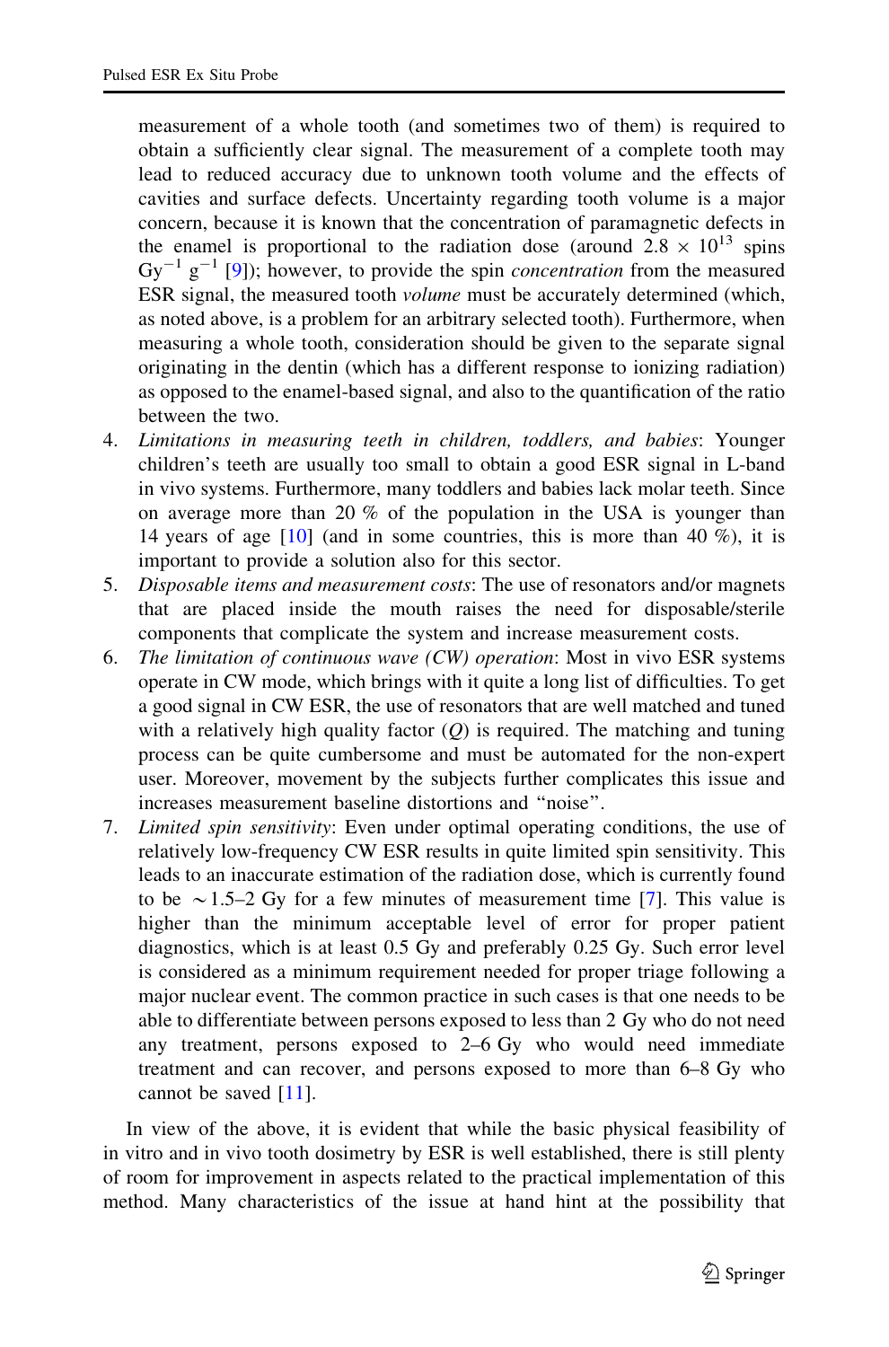measurement of a whole tooth (and sometimes two of them) is required to obtain a sufficiently clear signal. The measurement of a complete tooth may lead to reduced accuracy due to unknown tooth volume and the effects of cavities and surface defects. Uncertainty regarding tooth volume is a major concern, because it is known that the concentration of paramagnetic defects in the enamel is proportional to the radiation dose (around $2.8 \times 10^{13}$ spins $\mathrm{Gy}^{-1}\ \mathrm{g}^{-1}$ [9]); however, to provide the spin *concentration* from the measured ESR signal, the measured tooth *volume* must be accurately determined (which, as noted above, is a problem for an arbitrary selected tooth). Furthermore, when measuring a whole tooth, consideration should be given to the separate signal originating in the dentin (which has a different response to ionizing radiation) as opposed to the enamel-based signal, and also to the quantification of the ratio between the two.

4. *Limitations in measuring teeth in children, toddlers, and babies*: Younger children's teeth are usually too small to obtain a good ESR signal in L-band in vivo systems. Furthermore, many toddlers and babies lack molar teeth. Since on average more than 20 % of the population in the USA is younger than 14 years of age [10] (and in some countries, this is more than 40 %), it is important to provide a solution also for this sector.
5. *Disposable items and measurement costs*: The use of resonators and/or magnets that are placed inside the mouth raises the need for disposable/sterile components that complicate the system and increase measurement costs.
6. *The limitation of continuous wave (CW) operation*: Most in vivo ESR systems operate in CW mode, which brings with it quite a long list of difficulties. To get a good signal in CW ESR, the use of resonators that are well matched and tuned with a relatively high quality factor ($Q$) is required. The matching and tuning process can be quite cumbersome and must be automated for the non-expert user. Moreover, movement by the subjects further complicates this issue and increases measurement baseline distortions and "noise".
7. *Limited spin sensitivity*: Even under optimal operating conditions, the use of relatively low-frequency CW ESR results in quite limited spin sensitivity. This leads to an inaccurate estimation of the radiation dose, which is currently found to be $\sim$1.5–2 Gy for a few minutes of measurement time [7]. This value is higher than the minimum acceptable level of error for proper patient diagnostics, which is at least 0.5 Gy and preferably 0.25 Gy. Such error level is considered as a minimum requirement needed for proper triage following a major nuclear event. The common practice in such cases is that one needs to be able to differentiate between persons exposed to less than 2 Gy who do not need any treatment, persons exposed to 2–6 Gy who would need immediate treatment and can recover, and persons exposed to more than 6–8 Gy who cannot be saved [11].

In view of the above, it is evident that while the basic physical feasibility of in vitro and in vivo tooth dosimetry by ESR is well established, there is still plenty of room for improvement in aspects related to the practical implementation of this method. Many characteristics of the issue at hand hint at the possibility that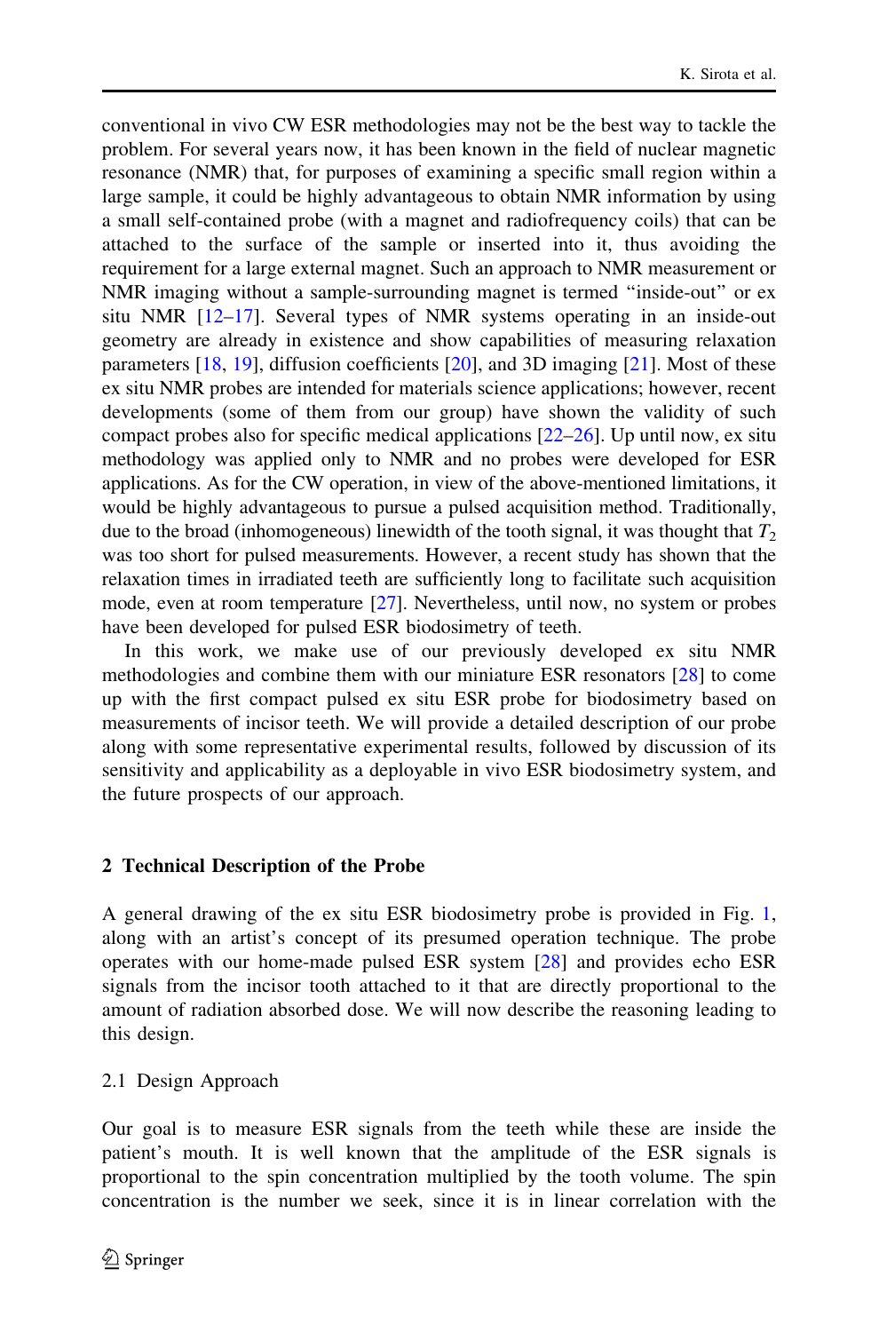conventional in vivo CW ESR methodologies may not be the best way to tackle the problem. For several years now, it has been known in the field of nuclear magnetic resonance (NMR) that, for purposes of examining a specific small region within a large sample, it could be highly advantageous to obtain NMR information by using a small self-contained probe (with a magnet and radiofrequency coils) that can be attached to the surface of the sample or inserted into it, thus avoiding the requirement for a large external magnet. Such an approach to NMR measurement or NMR imaging without a sample-surrounding magnet is termed "inside-out" or ex situ NMR [12–17]. Several types of NMR systems operating in an inside-out geometry are already in existence and show capabilities of measuring relaxation parameters [18, 19], diffusion coefficients [20], and 3D imaging [21]. Most of these ex situ NMR probes are intended for materials science applications; however, recent developments (some of them from our group) have shown the validity of such compact probes also for specific medical applications [22–26]. Up until now, ex situ methodology was applied only to NMR and no probes were developed for ESR applications. As for the CW operation, in view of the above-mentioned limitations, it would be highly advantageous to pursue a pulsed acquisition method. Traditionally, due to the broad (inhomogeneous) linewidth of the tooth signal, it was thought that $T_2$ was too short for pulsed measurements. However, a recent study has shown that the relaxation times in irradiated teeth are sufficiently long to facilitate such acquisition mode, even at room temperature [27]. Nevertheless, until now, no system or probes have been developed for pulsed ESR biodosimetry of teeth.

In this work, we make use of our previously developed ex situ NMR methodologies and combine them with our miniature ESR resonators [28] to come up with the first compact pulsed ex situ ESR probe for biodosimetry based on measurements of incisor teeth. We will provide a detailed description of our probe along with some representative experimental results, followed by discussion of its sensitivity and applicability as a deployable in vivo ESR biodosimetry system, and the future prospects of our approach.

## 2 Technical Description of the Probe

A general drawing of the ex situ ESR biodosimetry probe is provided in Fig. 1, along with an artist's concept of its presumed operation technique. The probe operates with our home-made pulsed ESR system [28] and provides echo ESR signals from the incisor tooth attached to it that are directly proportional to the amount of radiation absorbed dose. We will now describe the reasoning leading to this design.

### 2.1 Design Approach

Our goal is to measure ESR signals from the teeth while these are inside the patient's mouth. It is well known that the amplitude of the ESR signals is proportional to the spin concentration multiplied by the tooth volume. The spin concentration is the number we seek, since it is in linear correlation with the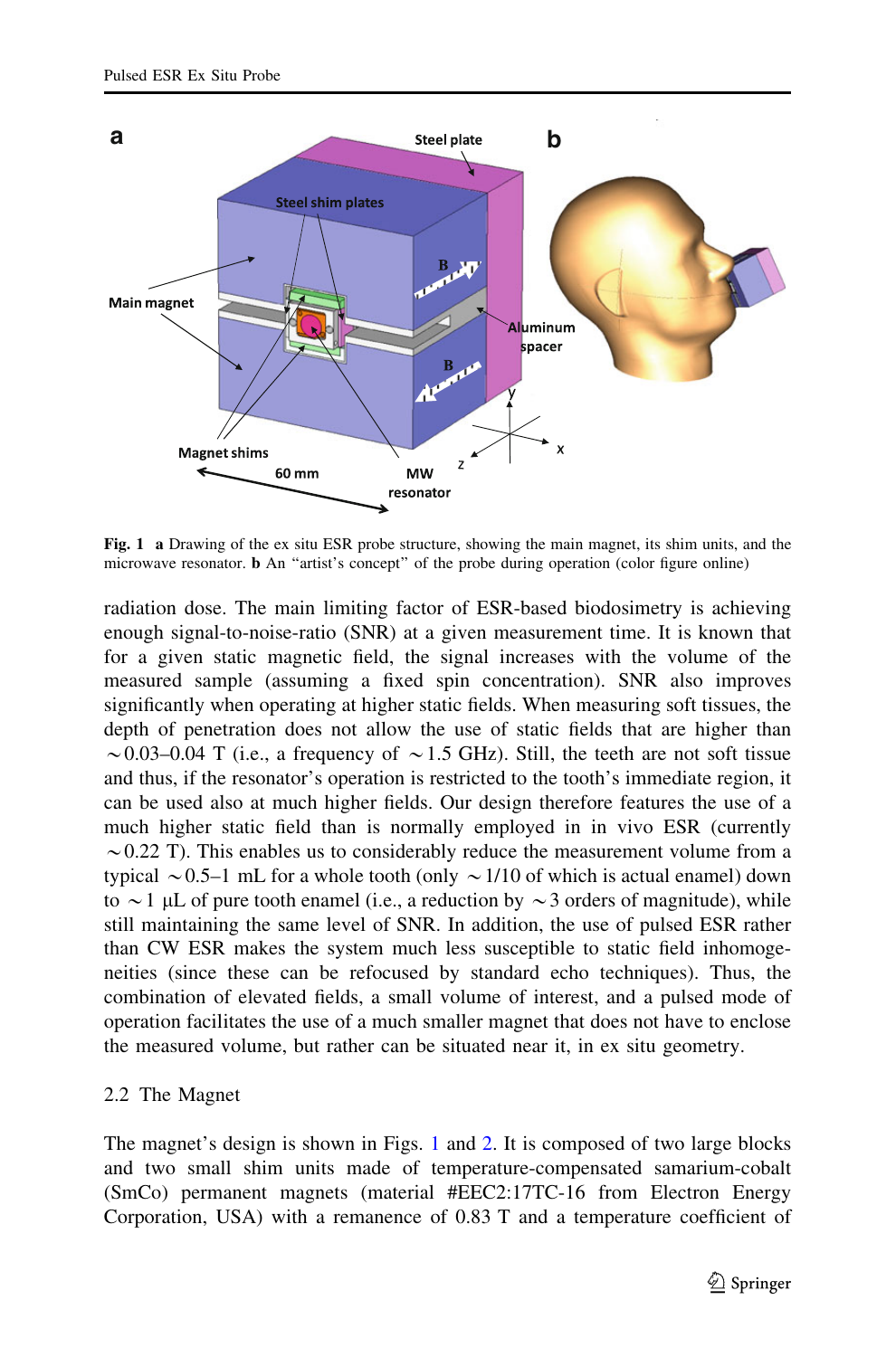**Fig. 1** **a** Drawing of the ex situ ESR probe structure, showing the main magnet, its shim units, and the microwave resonator. **b** An "artist's concept" of the probe during operation (color figure online)

radiation dose. The main limiting factor of ESR-based biodosimetry is achieving enough signal-to-noise-ratio (SNR) at a given measurement time. It is known that for a given static magnetic field, the signal increases with the volume of the measured sample (assuming a fixed spin concentration). SNR also improves significantly when operating at higher static fields. When measuring soft tissues, the depth of penetration does not allow the use of static fields that are higher than ~0.03–0.04 T (i.e., a frequency of ~1.5 GHz). Still, the teeth are not soft tissue and thus, if the resonator's operation is restricted to the tooth's immediate region, it can be used also at much higher fields. Our design therefore features the use of a much higher static field than is normally employed in in vivo ESR (currently ~0.22 T). This enables us to considerably reduce the measurement volume from a typical ~0.5–1 mL for a whole tooth (only ~1/10 of which is actual enamel) down to ~1 μL of pure tooth enamel (i.e., a reduction by ~3 orders of magnitude), while still maintaining the same level of SNR. In addition, the use of pulsed ESR rather than CW ESR makes the system much less susceptible to static field inhomogeneities (since these can be refocused by standard echo techniques). Thus, the combination of elevated fields, a small volume of interest, and a pulsed mode of operation facilitates the use of a much smaller magnet that does not have to enclose the measured volume, but rather can be situated near it, in ex situ geometry.

## 2.2 The Magnet

The magnet's design is shown in Figs. 1 and 2. It is composed of two large blocks and two small shim units made of temperature-compensated samarium-cobalt (SmCo) permanent magnets (material #EEC2:17TC-16 from Electron Energy Corporation, USA) with a remanence of 0.83 T and a temperature coefficient of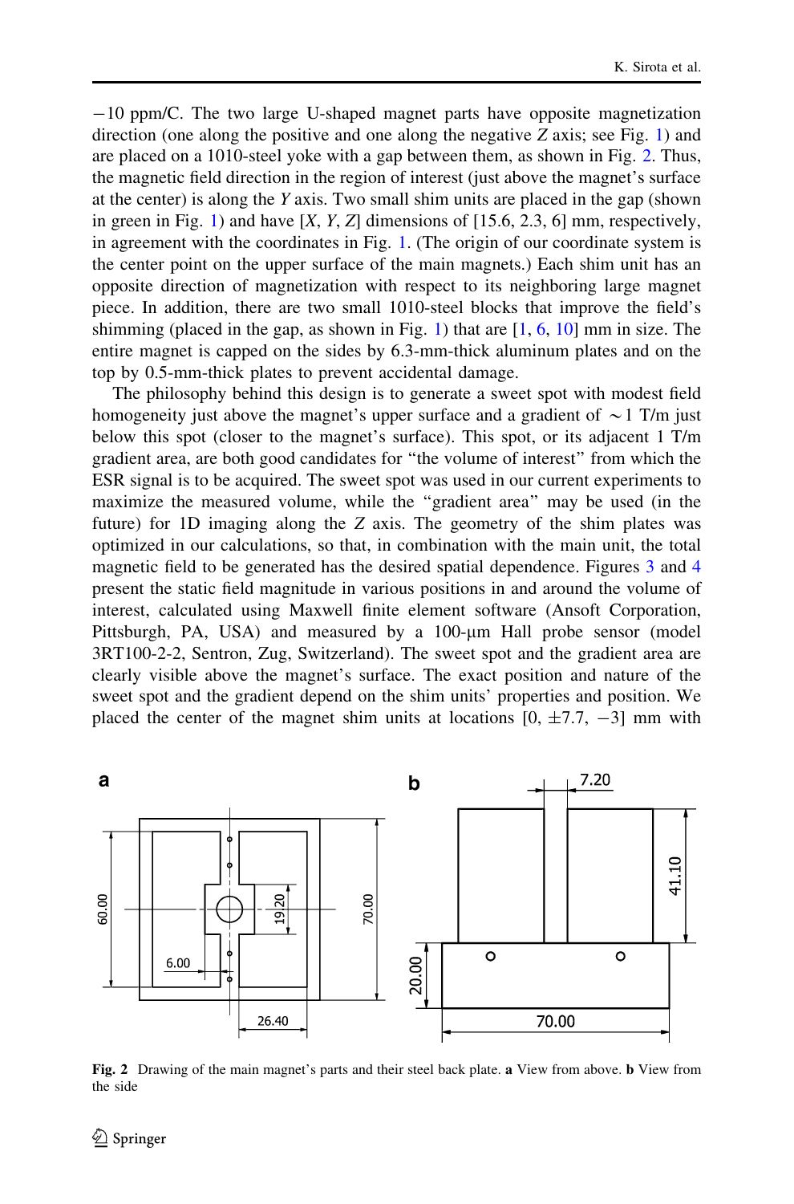−10 ppm/C. The two large U-shaped magnet parts have opposite magnetization direction (one along the positive and one along the negative $Z$ axis; see Fig. 1) and are placed on a 1010-steel yoke with a gap between them, as shown in Fig. 2. Thus, the magnetic field direction in the region of interest (just above the magnet's surface at the center) is along the $Y$ axis. Two small shim units are placed in the gap (shown in green in Fig. 1) and have [$X$, $Y$, $Z$] dimensions of [15.6, 2.3, 6] mm, respectively, in agreement with the coordinates in Fig. 1. (The origin of our coordinate system is the center point on the upper surface of the main magnets.) Each shim unit has an opposite direction of magnetization with respect to its neighboring large magnet piece. In addition, there are two small 1010-steel blocks that improve the field's shimming (placed in the gap, as shown in Fig. 1) that are [1, 6, 10] mm in size. The entire magnet is capped on the sides by 6.3-mm-thick aluminum plates and on the top by 0.5-mm-thick plates to prevent accidental damage.

The philosophy behind this design is to generate a sweet spot with modest field homogeneity just above the magnet's upper surface and a gradient of ∼1 T/m just below this spot (closer to the magnet's surface). This spot, or its adjacent 1 T/m gradient area, are both good candidates for "the volume of interest" from which the ESR signal is to be acquired. The sweet spot was used in our current experiments to maximize the measured volume, while the "gradient area" may be used (in the future) for 1D imaging along the $Z$ axis. The geometry of the shim plates was optimized in our calculations, so that, in combination with the main unit, the total magnetic field to be generated has the desired spatial dependence. Figures 3 and 4 present the static field magnitude in various positions in and around the volume of interest, calculated using Maxwell finite element software (Ansoft Corporation, Pittsburgh, PA, USA) and measured by a 100-μm Hall probe sensor (model 3RT100-2-2, Sentron, Zug, Switzerland). The sweet spot and the gradient area are clearly visible above the magnet's surface. The exact position and nature of the sweet spot and the gradient depend on the shim units' properties and position. We placed the center of the magnet shim units at locations [0, ±7.7, −3] mm with

**Fig. 2** Drawing of the main magnet's parts and their steel back plate. **a** View from above. **b** View from the side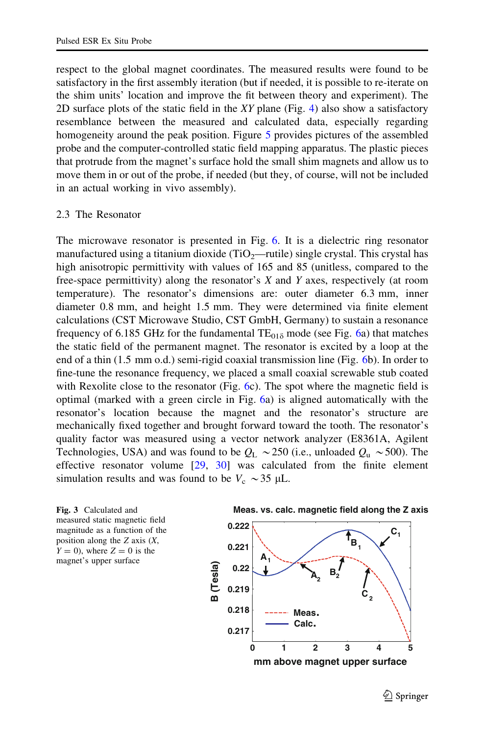respect to the global magnet coordinates. The measured results were found to be satisfactory in the first assembly iteration (but if needed, it is possible to re-iterate on the shim units' location and improve the fit between theory and experiment). The 2D surface plots of the static field in the *XY* plane (Fig. 4) also show a satisfactory resemblance between the measured and calculated data, especially regarding homogeneity around the peak position. Figure 5 provides pictures of the assembled probe and the computer-controlled static field mapping apparatus. The plastic pieces that protrude from the magnet's surface hold the small shim magnets and allow us to move them in or out of the probe, if needed (but they, of course, will not be included in an actual working in vivo assembly).

## 2.3 The Resonator

The microwave resonator is presented in Fig. 6. It is a dielectric ring resonator manufactured using a titanium dioxide ($TiO_2$—rutile) single crystal. This crystal has high anisotropic permittivity with values of 165 and 85 (unitless, compared to the free-space permittivity) along the resonator's *X* and *Y* axes, respectively (at room temperature). The resonator's dimensions are: outer diameter 6.3 mm, inner diameter 0.8 mm, and height 1.5 mm. They were determined via finite element calculations (CST Microwave Studio, CST GmbH, Germany) to sustain a resonance frequency of 6.185 GHz for the fundamental $TE_{01\delta}$ mode (see Fig. 6a) that matches the static field of the permanent magnet. The resonator is excited by a loop at the end of a thin (1.5 mm o.d.) semi-rigid coaxial transmission line (Fig. 6b). In order to fine-tune the resonance frequency, we placed a small coaxial screwable stub coated with Rexolite close to the resonator (Fig. 6c). The spot where the magnetic field is optimal (marked with a green circle in Fig. 6a) is aligned automatically with the resonator's location because the magnet and the resonator's structure are mechanically fixed together and brought forward toward the tooth. The resonator's quality factor was measured using a vector network analyzer (E8361A, Agilent Technologies, USA) and was found to be $Q_L$ ~250 (i.e., unloaded $Q_u$ ~500). The effective resonator volume [29, 30] was calculated from the finite element simulation results and was found to be $V_c$ ~35 μL.

**Fig. 3** Calculated and measured static magnetic field magnitude as a function of the position along the *Z* axis (*X*, *Y* = 0), where *Z* = 0 is the magnet's upper surface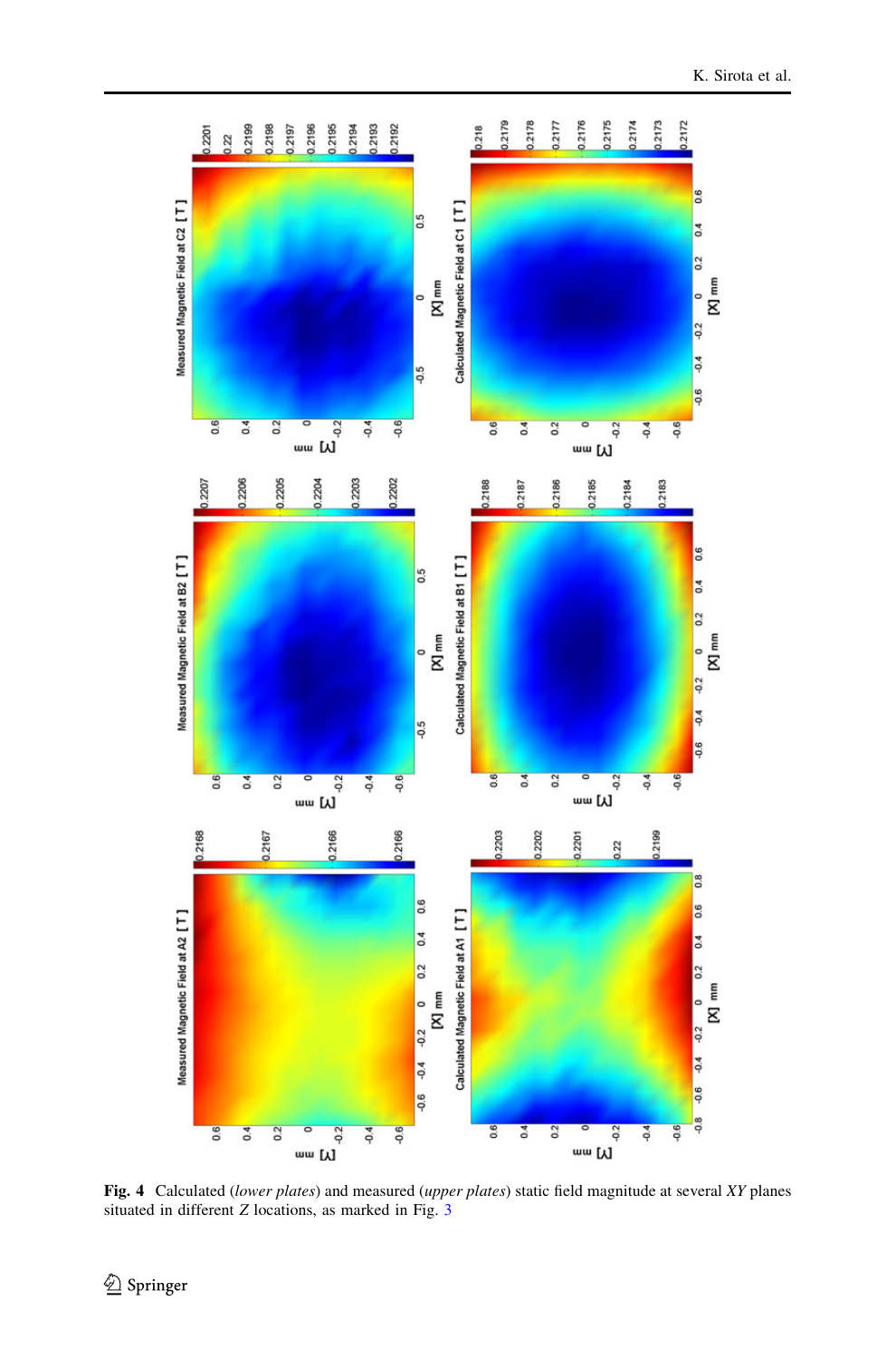**Fig. 4** Calculated (*lower plates*) and measured (*upper plates*) static field magnitude at several *XY* planes situated in different *Z* locations, as marked in Fig. 3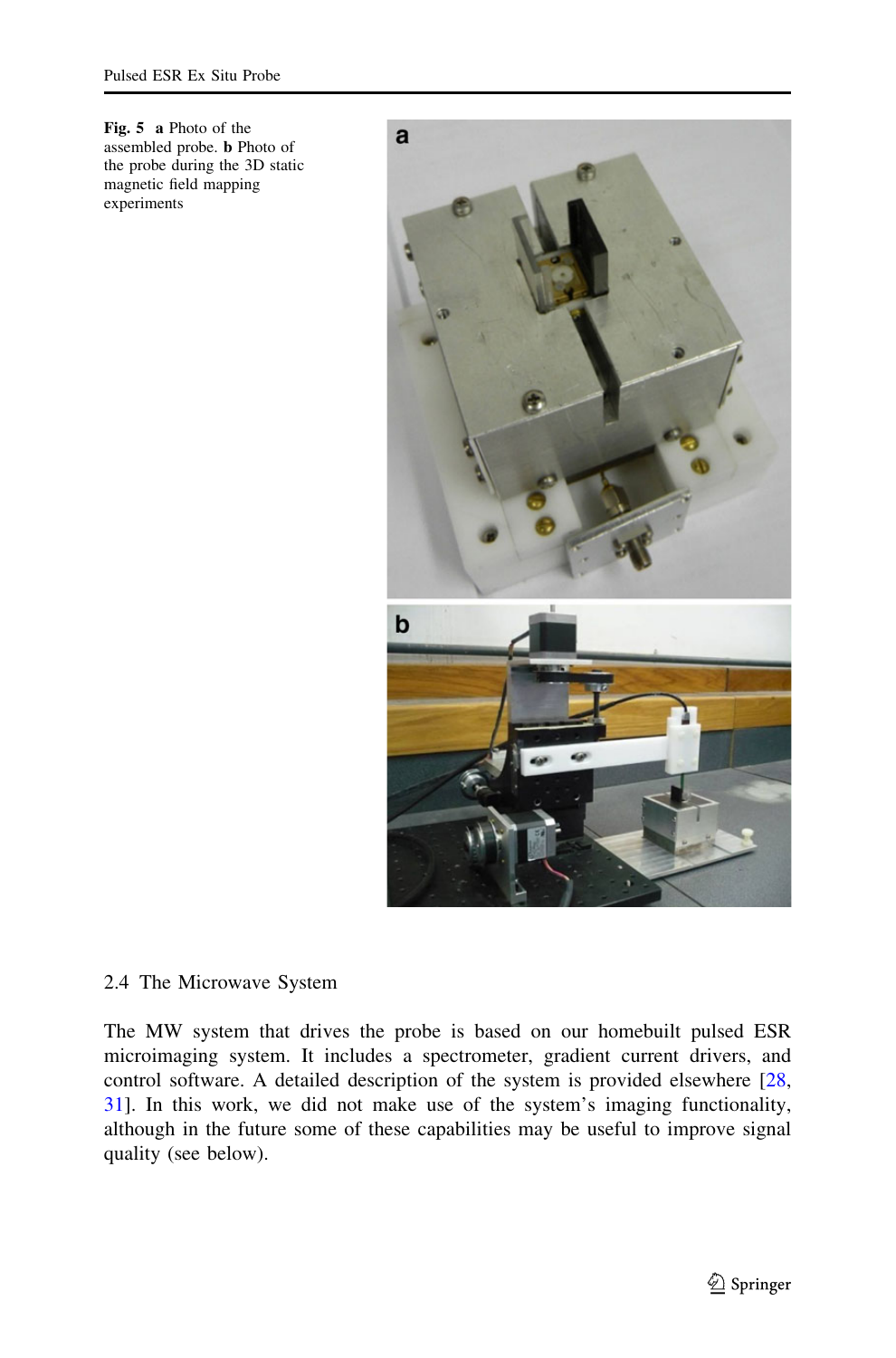Fig. 5 **a** Photo of the assembled probe. **b** Photo of the probe during the 3D static magnetic field mapping experiments

## 2.4 The Microwave System

The MW system that drives the probe is based on our homebuilt pulsed ESR microimaging system. It includes a spectrometer, gradient current drivers, and control software. A detailed description of the system is provided elsewhere [28, 31]. In this work, we did not make use of the system's imaging functionality, although in the future some of these capabilities may be useful to improve signal quality (see below).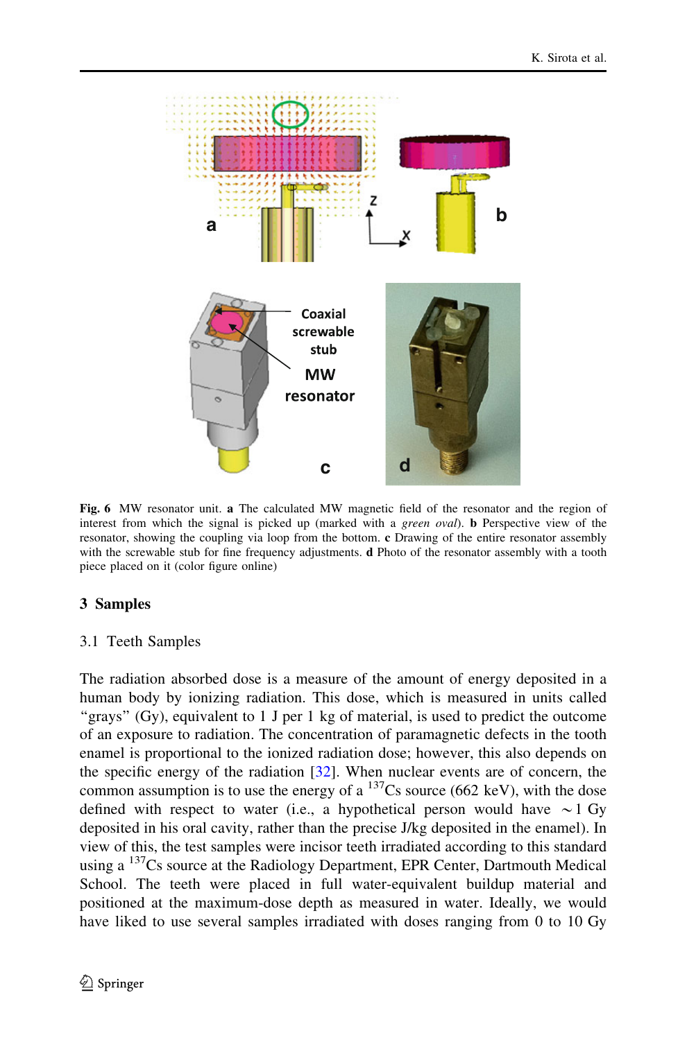**Fig. 6** MW resonator unit. **a** The calculated MW magnetic field of the resonator and the region of interest from which the signal is picked up (marked with a *green oval*). **b** Perspective view of the resonator, showing the coupling via loop from the bottom. **c** Drawing of the entire resonator assembly with the screwable stub for fine frequency adjustments. **d** Photo of the resonator assembly with a tooth piece placed on it (color figure online)

## 3 Samples

### 3.1 Teeth Samples

The radiation absorbed dose is a measure of the amount of energy deposited in a human body by ionizing radiation. This dose, which is measured in units called "grays" (Gy), equivalent to 1 J per 1 kg of material, is used to predict the outcome of an exposure to radiation. The concentration of paramagnetic defects in the tooth enamel is proportional to the ionized radiation dose; however, this also depends on the specific energy of the radiation [32]. When nuclear events are of concern, the common assumption is to use the energy of a $^{137}$Cs source (662 keV), with the dose defined with respect to water (i.e., a hypothetical person would have $\sim$1 Gy deposited in his oral cavity, rather than the precise J/kg deposited in the enamel). In view of this, the test samples were incisor teeth irradiated according to this standard using a $^{137}$Cs source at the Radiology Department, EPR Center, Dartmouth Medical School. The teeth were placed in full water-equivalent buildup material and positioned at the maximum-dose depth as measured in water. Ideally, we would have liked to use several samples irradiated with doses ranging from 0 to 10 Gy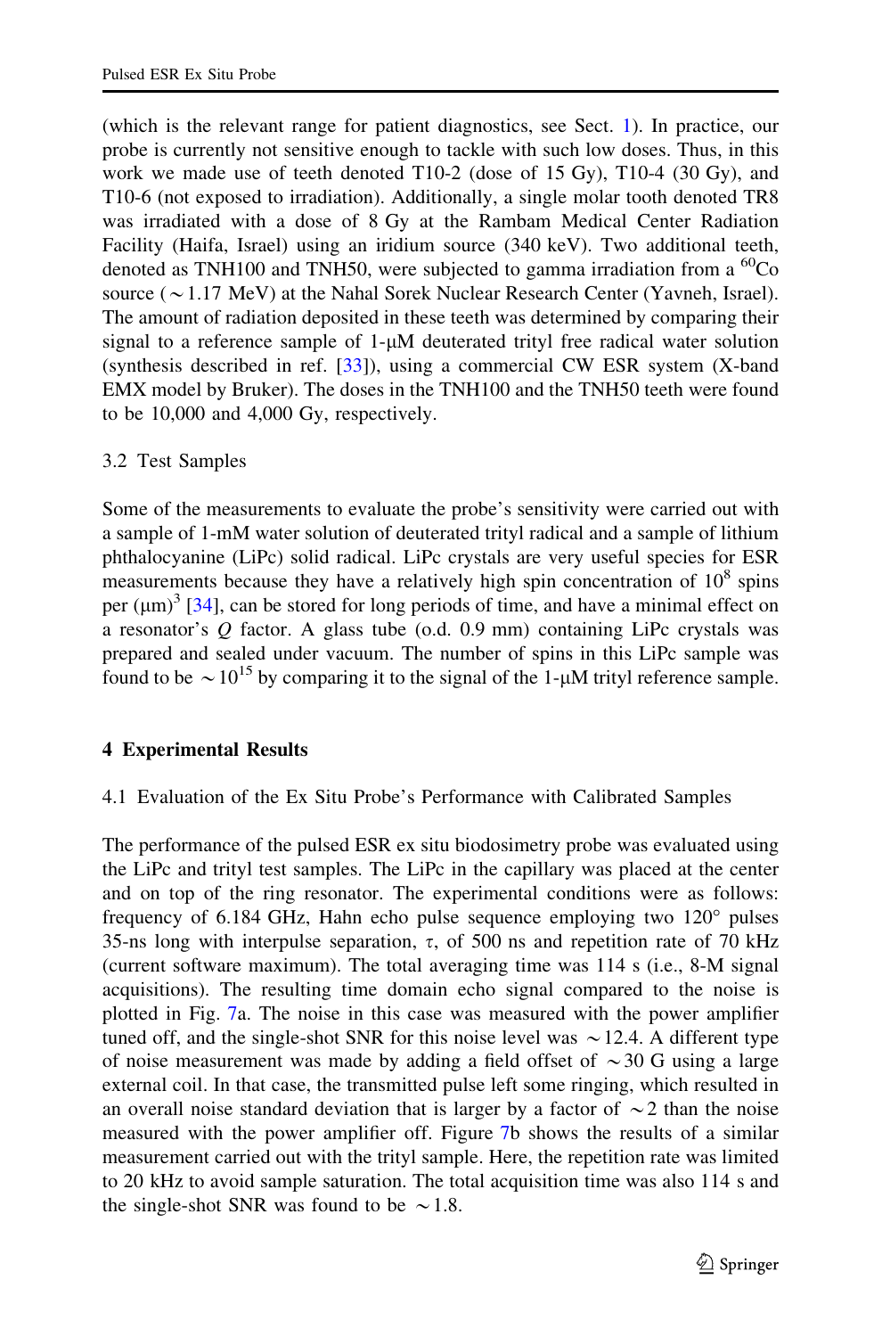(which is the relevant range for patient diagnostics, see Sect. 1). In practice, our probe is currently not sensitive enough to tackle with such low doses. Thus, in this work we made use of teeth denoted T10-2 (dose of 15 Gy), T10-4 (30 Gy), and T10-6 (not exposed to irradiation). Additionally, a single molar tooth denoted TR8 was irradiated with a dose of 8 Gy at the Rambam Medical Center Radiation Facility (Haifa, Israel) using an iridium source (340 keV). Two additional teeth, denoted as TNH100 and TNH50, were subjected to gamma irradiation from a $^{60}$Co source ($\sim$1.17 MeV) at the Nahal Sorek Nuclear Research Center (Yavneh, Israel). The amount of radiation deposited in these teeth was determined by comparing their signal to a reference sample of 1-μM deuterated trityl free radical water solution (synthesis described in ref. [33]), using a commercial CW ESR system (X-band EMX model by Bruker). The doses in the TNH100 and the TNH50 teeth were found to be 10,000 and 4,000 Gy, respectively.

### 3.2 Test Samples

Some of the measurements to evaluate the probe's sensitivity were carried out with a sample of 1-mM water solution of deuterated trityl radical and a sample of lithium phthalocyanine (LiPc) solid radical. LiPc crystals are very useful species for ESR measurements because they have a relatively high spin concentration of $10^8$ spins per $(\mu m)^3$ [34], can be stored for long periods of time, and have a minimal effect on a resonator's $Q$ factor. A glass tube (o.d. 0.9 mm) containing LiPc crystals was prepared and sealed under vacuum. The number of spins in this LiPc sample was found to be $\sim 10^{15}$ by comparing it to the signal of the 1-μM trityl reference sample.

## 4 Experimental Results

### 4.1 Evaluation of the Ex Situ Probe's Performance with Calibrated Samples

The performance of the pulsed ESR ex situ biodosimetry probe was evaluated using the LiPc and trityl test samples. The LiPc in the capillary was placed at the center and on top of the ring resonator. The experimental conditions were as follows: frequency of 6.184 GHz, Hahn echo pulse sequence employing two 120° pulses 35-ns long with interpulse separation, $\tau$, of 500 ns and repetition rate of 70 kHz (current software maximum). The total averaging time was 114 s (i.e., 8-M signal acquisitions). The resulting time domain echo signal compared to the noise is plotted in Fig. 7a. The noise in this case was measured with the power amplifier tuned off, and the single-shot SNR for this noise level was $\sim$12.4. A different type of noise measurement was made by adding a field offset of $\sim$30 G using a large external coil. In that case, the transmitted pulse left some ringing, which resulted in an overall noise standard deviation that is larger by a factor of $\sim$2 than the noise measured with the power amplifier off. Figure 7b shows the results of a similar measurement carried out with the trityl sample. Here, the repetition rate was limited to 20 kHz to avoid sample saturation. The total acquisition time was also 114 s and the single-shot SNR was found to be $\sim$1.8.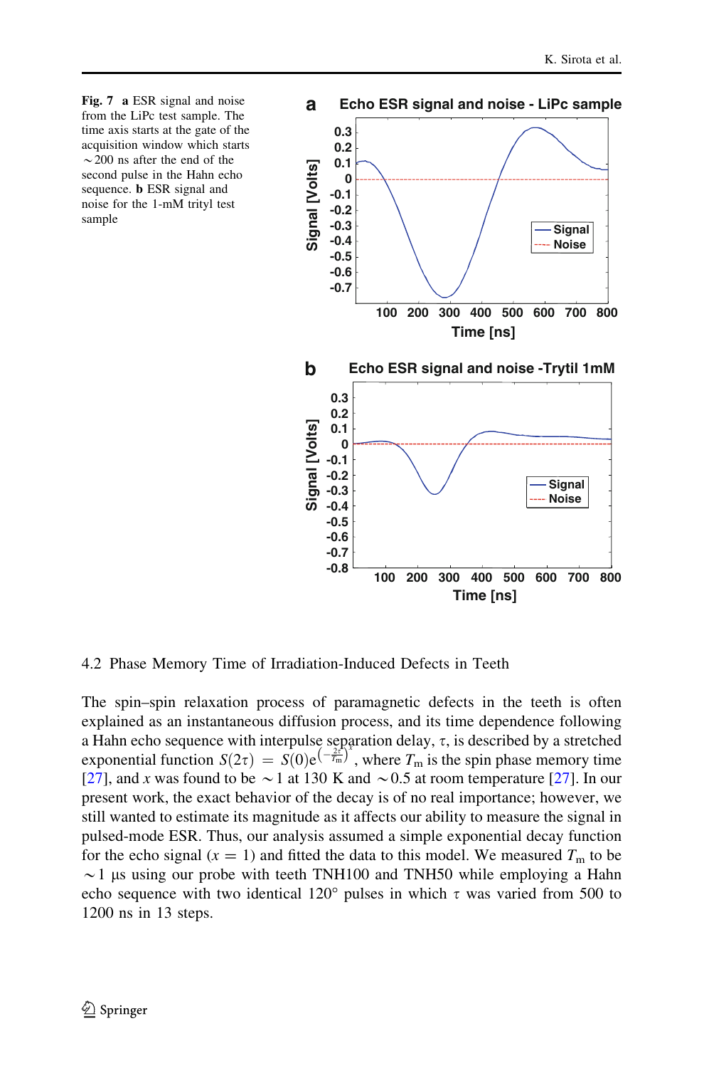**Fig. 7** **a** ESR signal and noise from the LiPc test sample. The time axis starts at the gate of the acquisition window which starts ~200 ns after the end of the second pulse in the Hahn echo sequence. **b** ESR signal and noise for the 1-mM trityl test sample

## 4.2 Phase Memory Time of Irradiation-Induced Defects in Teeth

The spin–spin relaxation process of paramagnetic defects in the teeth is often explained as an instantaneous diffusion process, and its time dependence following a Hahn echo sequence with interpulse separation delay, $\tau$, is described by a stretched exponential function $S(2\tau) = S(0)e^{\left(-\frac{2\tau}{T_m}\right)^x}$, where $T_m$ is the spin phase memory time [27], and $x$ was found to be ~1 at 130 K and ~0.5 at room temperature [27]. In our present work, the exact behavior of the decay is of no real importance; however, we still wanted to estimate its magnitude as it affects our ability to measure the signal in pulsed-mode ESR. Thus, our analysis assumed a simple exponential decay function for the echo signal ($x = 1$) and fitted the data to this model. We measured $T_m$ to be ~1 µs using our probe with teeth TNH100 and TNH50 while employing a Hahn echo sequence with two identical 120° pulses in which $\tau$ was varied from 500 to 1200 ns in 13 steps.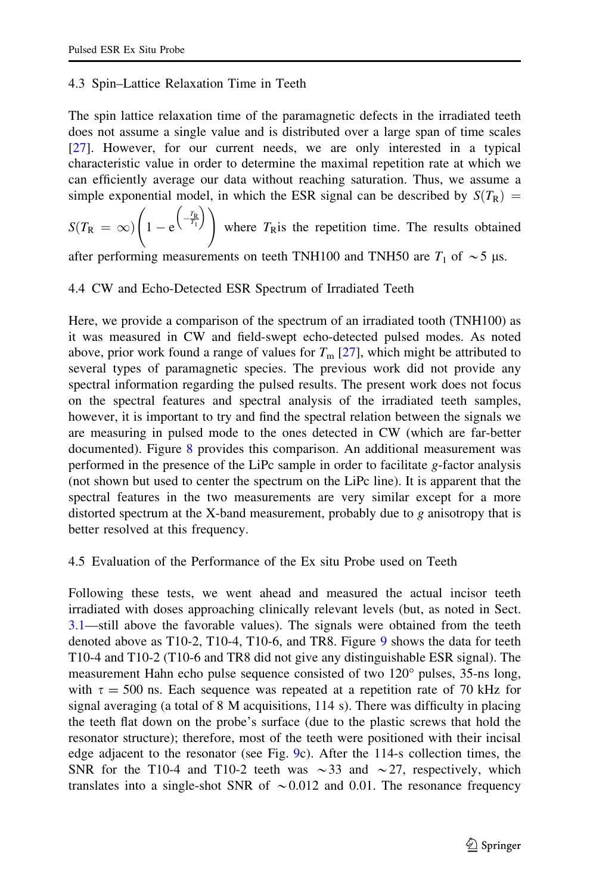### 4.3 Spin–Lattice Relaxation Time in Teeth

The spin lattice relaxation time of the paramagnetic defects in the irradiated teeth does not assume a single value and is distributed over a large span of time scales [27]. However, for our current needs, we are only interested in a typical characteristic value in order to determine the maximal repetition rate at which we can efficiently average our data without reaching saturation. Thus, we assume a simple exponential model, in which the ESR signal can be described by $S(T_R) = S(T_R = \infty)\left(1 - e^{\left(-\frac{T_R}{T_1}\right)}\right)$ where $T_R$is the repetition time. The results obtained after performing measurements on teeth TNH100 and TNH50 are $T_1$ of $\sim$5 μs.

### 4.4 CW and Echo-Detected ESR Spectrum of Irradiated Teeth

Here, we provide a comparison of the spectrum of an irradiated tooth (TNH100) as it was measured in CW and field-swept echo-detected pulsed modes. As noted above, prior work found a range of values for $T_m$ [27], which might be attributed to several types of paramagnetic species. The previous work did not provide any spectral information regarding the pulsed results. The present work does not focus on the spectral features and spectral analysis of the irradiated teeth samples, however, it is important to try and find the spectral relation between the signals we are measuring in pulsed mode to the ones detected in CW (which are far-better documented). Figure 8 provides this comparison. An additional measurement was performed in the presence of the LiPc sample in order to facilitate *g*-factor analysis (not shown but used to center the spectrum on the LiPc line). It is apparent that the spectral features in the two measurements are very similar except for a more distorted spectrum at the X-band measurement, probably due to *g* anisotropy that is better resolved at this frequency.

### 4.5 Evaluation of the Performance of the Ex situ Probe used on Teeth

Following these tests, we went ahead and measured the actual incisor teeth irradiated with doses approaching clinically relevant levels (but, as noted in Sect. 3.1—still above the favorable values). The signals were obtained from the teeth denoted above as T10-2, T10-4, T10-6, and TR8. Figure 9 shows the data for teeth T10-4 and T10-2 (T10-6 and TR8 did not give any distinguishable ESR signal). The measurement Hahn echo pulse sequence consisted of two 120° pulses, 35-ns long, with $\tau = 500$ ns. Each sequence was repeated at a repetition rate of 70 kHz for signal averaging (a total of 8 M acquisitions, 114 s). There was difficulty in placing the teeth flat down on the probe's surface (due to the plastic screws that hold the resonator structure); therefore, most of the teeth were positioned with their incisal edge adjacent to the resonator (see Fig. 9c). After the 114-s collection times, the SNR for the T10-4 and T10-2 teeth was $\sim$33 and $\sim$27, respectively, which translates into a single-shot SNR of $\sim$0.012 and 0.01. The resonance frequency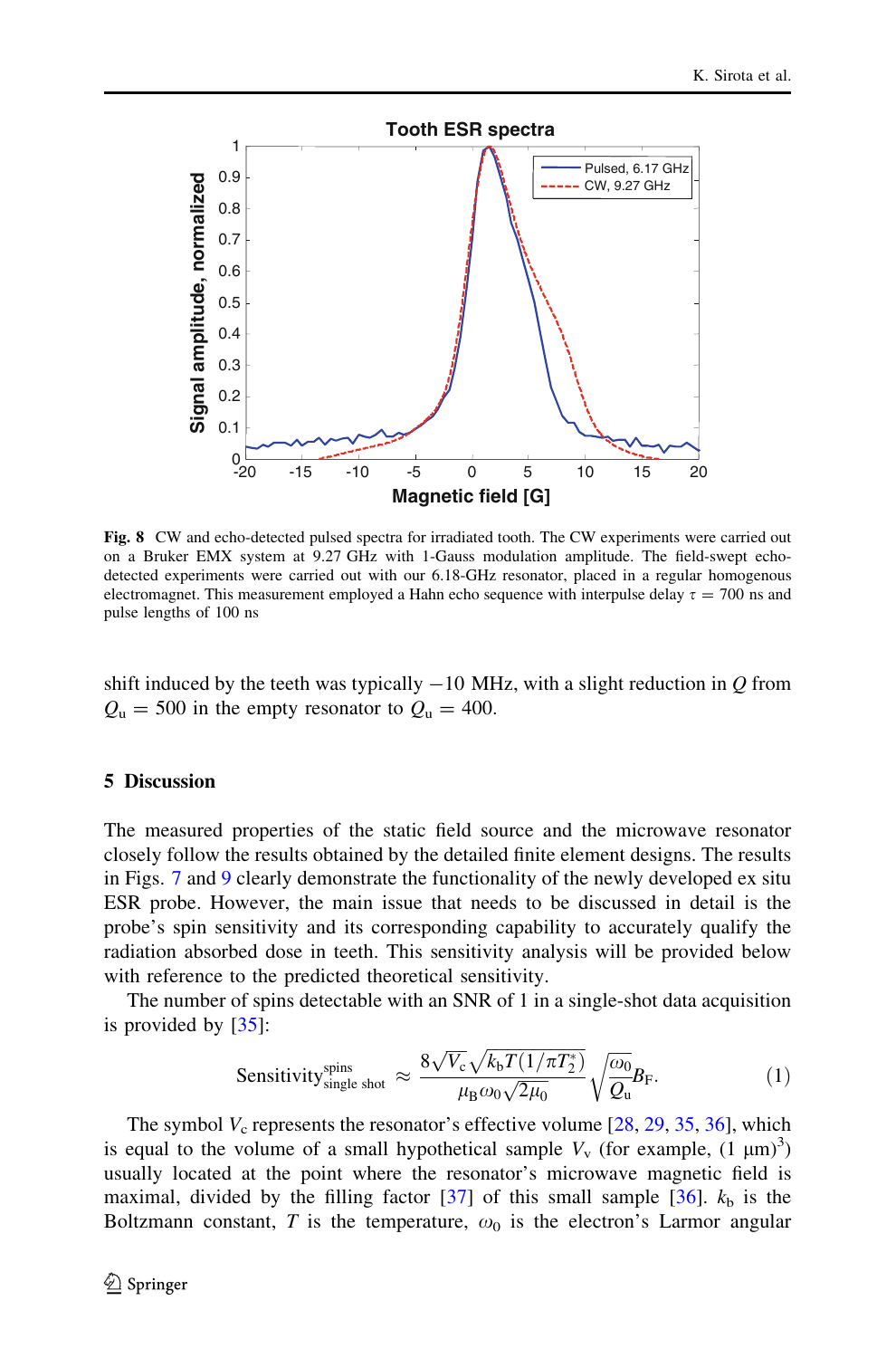Fig. 8 CW and echo-detected pulsed spectra for irradiated tooth. The CW experiments were carried out on a Bruker EMX system at 9.27 GHz with 1-Gauss modulation amplitude. The field-swept echo-detected experiments were carried out with our 6.18-GHz resonator, placed in a regular homogenous electromagnet. This measurement employed a Hahn echo sequence with interpulse delay $\tau = 700$ ns and pulse lengths of 100 ns

shift induced by the teeth was typically −10 MHz, with a slight reduction in $Q$ from $Q_u = 500$ in the empty resonator to $Q_u = 400$.

## 5 Discussion

The measured properties of the static field source and the microwave resonator closely follow the results obtained by the detailed finite element designs. The results in Figs. 7 and 9 clearly demonstrate the functionality of the newly developed ex situ ESR probe. However, the main issue that needs to be discussed in detail is the probe's spin sensitivity and its corresponding capability to accurately qualify the radiation absorbed dose in teeth. This sensitivity analysis will be provided below with reference to the predicted theoretical sensitivity.

The number of spins detectable with an SNR of 1 in a single-shot data acquisition is provided by [35]:

$$\text{Sensitivity}^{\text{spins}}_{\text{single shot}} \approx \frac{8\sqrt{V_c}\sqrt{k_b T(1/\pi T_2^*)}}{\mu_B \omega_0 \sqrt{2\mu_0}} \sqrt{\frac{\omega_0}{Q_u}} B_F. \quad (1)$$

The symbol $V_c$ represents the resonator's effective volume [28, 29, 35, 36], which is equal to the volume of a small hypothetical sample $V_v$ (for example, $(1\ \mu\text{m})^3$) usually located at the point where the resonator's microwave magnetic field is maximal, divided by the filling factor [37] of this small sample [36]. $k_b$ is the Boltzmann constant, $T$ is the temperature, $\omega_0$ is the electron's Larmor angular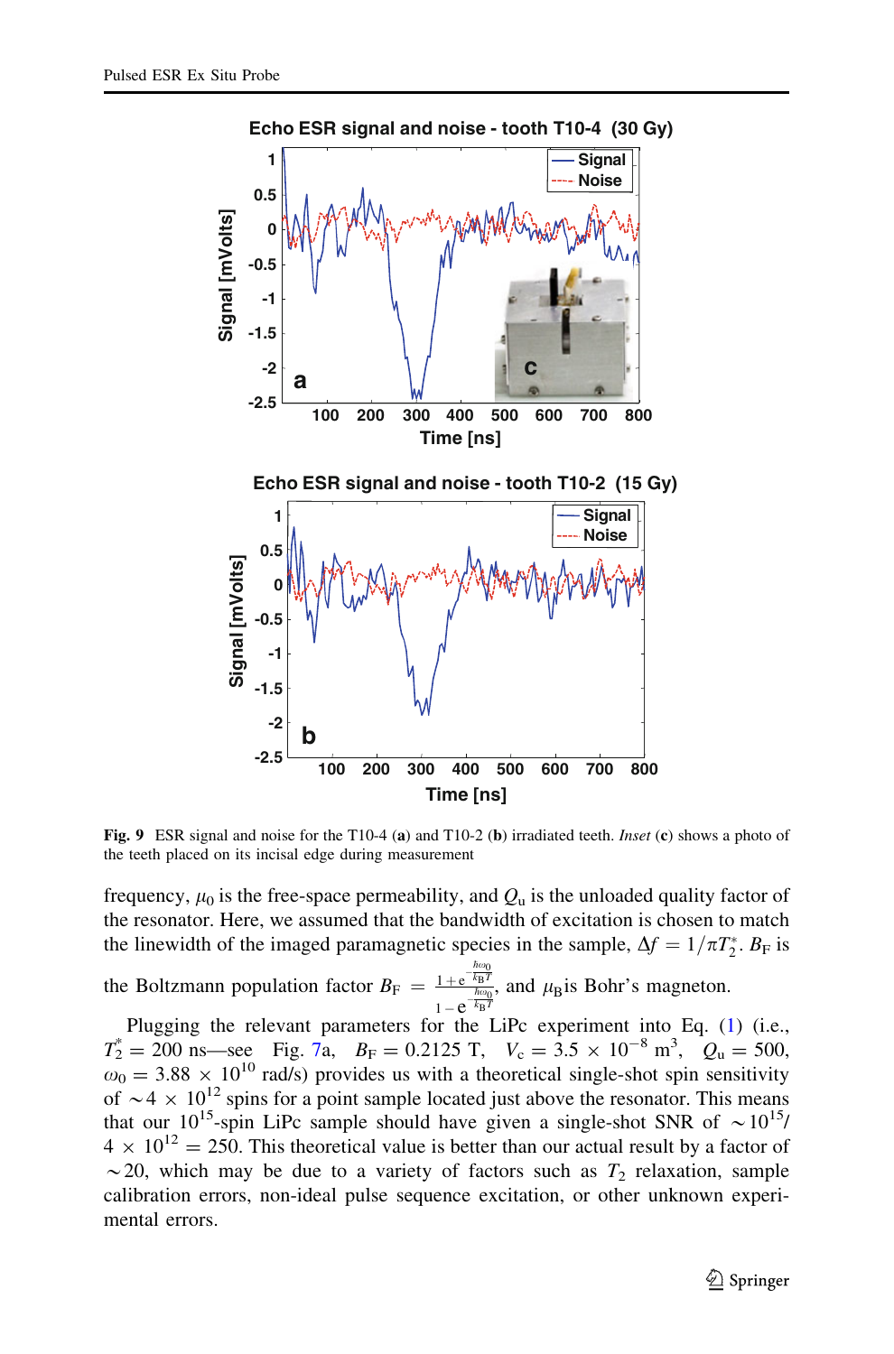Fig. 9 ESR signal and noise for the T10-4 (**a**) and T10-2 (**b**) irradiated teeth. *Inset* (**c**) shows a photo of the teeth placed on its incisal edge during measurement

frequency, $\mu_0$ is the free-space permeability, and $Q_u$ is the unloaded quality factor of the resonator. Here, we assumed that the bandwidth of excitation is chosen to match the linewidth of the imaged paramagnetic species in the sample, $\Delta f = 1/\pi T_2^*$. $B_F$ is the Boltzmann population factor $B_F = \frac{1+e^{-\frac{\hbar\omega_0}{k_B T}}}{1-e^{-\frac{\hbar\omega_0}{k_B T}}}$, and $\mu_B$ is Bohr's magneton.

Plugging the relevant parameters for the LiPc experiment into Eq. (1) (i.e., $T_2^* = 200$ ns—see Fig. 7a, $B_F = 0.2125$ T, $V_c = 3.5 \times 10^{-8}$ m$^3$, $Q_u = 500$, $\omega_0 = 3.88 \times 10^{10}$ rad/s) provides us with a theoretical single-shot spin sensitivity of $\sim 4 \times 10^{12}$ spins for a point sample located just above the resonator. This means that our $10^{15}$-spin LiPc sample should have given a single-shot SNR of $\sim 10^{15}/4 \times 10^{12} = 250$. This theoretical value is better than our actual result by a factor of $\sim 20$, which may be due to a variety of factors such as $T_2$ relaxation, sample calibration errors, non-ideal pulse sequence excitation, or other unknown experimental errors.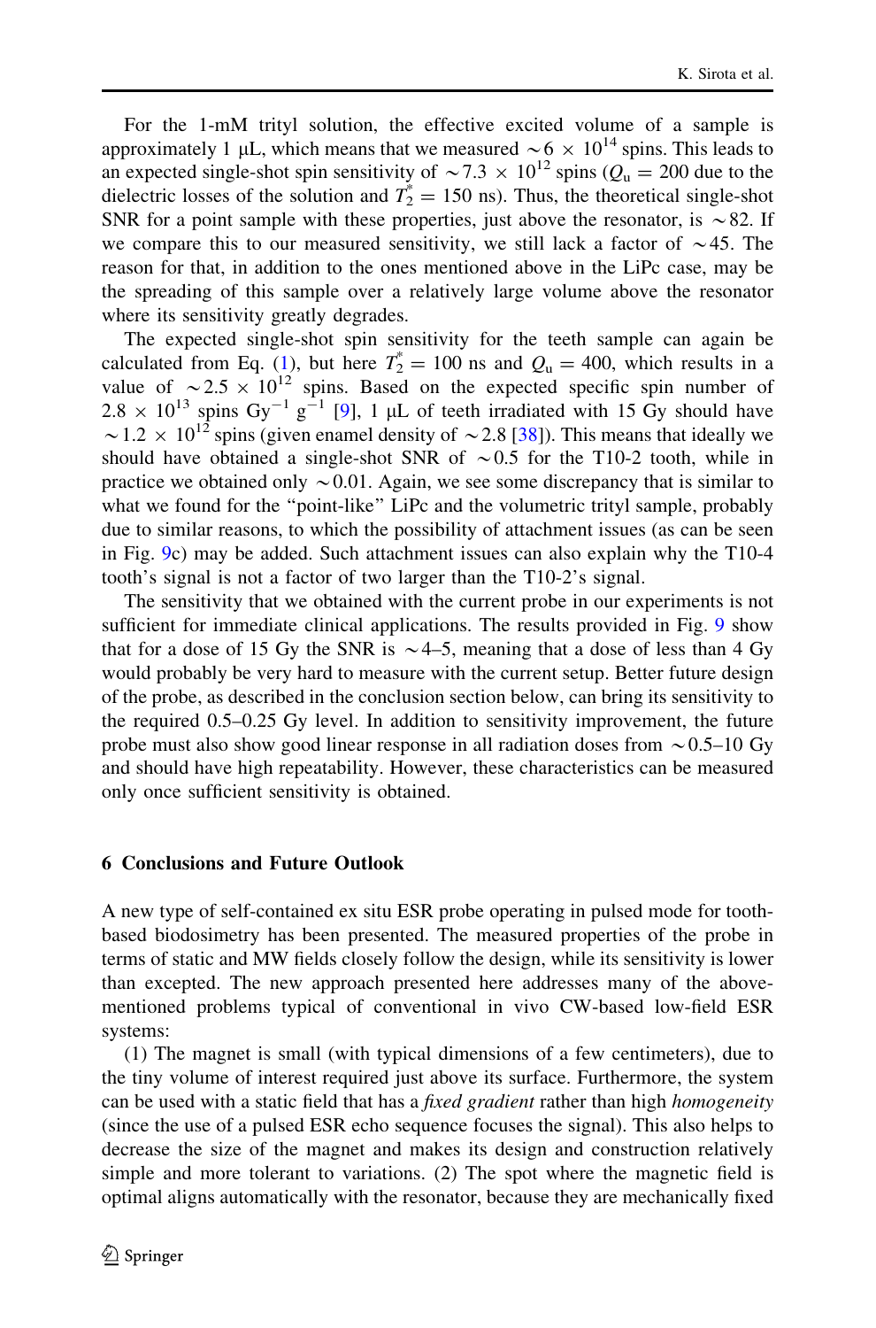For the 1-mM trityl solution, the effective excited volume of a sample is approximately 1 μL, which means that we measured $\sim 6 \times 10^{14}$ spins. This leads to an expected single-shot spin sensitivity of $\sim 7.3 \times 10^{12}$ spins ($Q_u = 200$ due to the dielectric losses of the solution and $T_2^* = 150$ ns). Thus, the theoretical single-shot SNR for a point sample with these properties, just above the resonator, is $\sim 82$. If we compare this to our measured sensitivity, we still lack a factor of $\sim 45$. The reason for that, in addition to the ones mentioned above in the LiPc case, may be the spreading of this sample over a relatively large volume above the resonator where its sensitivity greatly degrades.

The expected single-shot spin sensitivity for the teeth sample can again be calculated from Eq. (1), but here $T_2^* = 100$ ns and $Q_u = 400$, which results in a value of $\sim 2.5 \times 10^{12}$ spins. Based on the expected specific spin number of $2.8 \times 10^{13}$ spins $Gy^{-1}$ $g^{-1}$ [9], 1 μL of teeth irradiated with 15 Gy should have $\sim 1.2 \times 10^{12}$ spins (given enamel density of $\sim 2.8$ [38]). This means that ideally we should have obtained a single-shot SNR of $\sim 0.5$ for the T10-2 tooth, while in practice we obtained only $\sim 0.01$. Again, we see some discrepancy that is similar to what we found for the "point-like" LiPc and the volumetric trityl sample, probably due to similar reasons, to which the possibility of attachment issues (as can be seen in Fig. 9c) may be added. Such attachment issues can also explain why the T10-4 tooth's signal is not a factor of two larger than the T10-2's signal.

The sensitivity that we obtained with the current probe in our experiments is not sufficient for immediate clinical applications. The results provided in Fig. 9 show that for a dose of 15 Gy the SNR is $\sim 4$–5, meaning that a dose of less than 4 Gy would probably be very hard to measure with the current setup. Better future design of the probe, as described in the conclusion section below, can bring its sensitivity to the required 0.5–0.25 Gy level. In addition to sensitivity improvement, the future probe must also show good linear response in all radiation doses from $\sim 0.5$–10 Gy and should have high repeatability. However, these characteristics can be measured only once sufficient sensitivity is obtained.

## 6 Conclusions and Future Outlook

A new type of self-contained ex situ ESR probe operating in pulsed mode for tooth-based biodosimetry has been presented. The measured properties of the probe in terms of static and MW fields closely follow the design, while its sensitivity is lower than excepted. The new approach presented here addresses many of the above-mentioned problems typical of conventional in vivo CW-based low-field ESR systems:

(1) The magnet is small (with typical dimensions of a few centimeters), due to the tiny volume of interest required just above its surface. Furthermore, the system can be used with a static field that has a *fixed gradient* rather than high *homogeneity* (since the use of a pulsed ESR echo sequence focuses the signal). This also helps to decrease the size of the magnet and makes its design and construction relatively simple and more tolerant to variations. (2) The spot where the magnetic field is optimal aligns automatically with the resonator, because they are mechanically fixed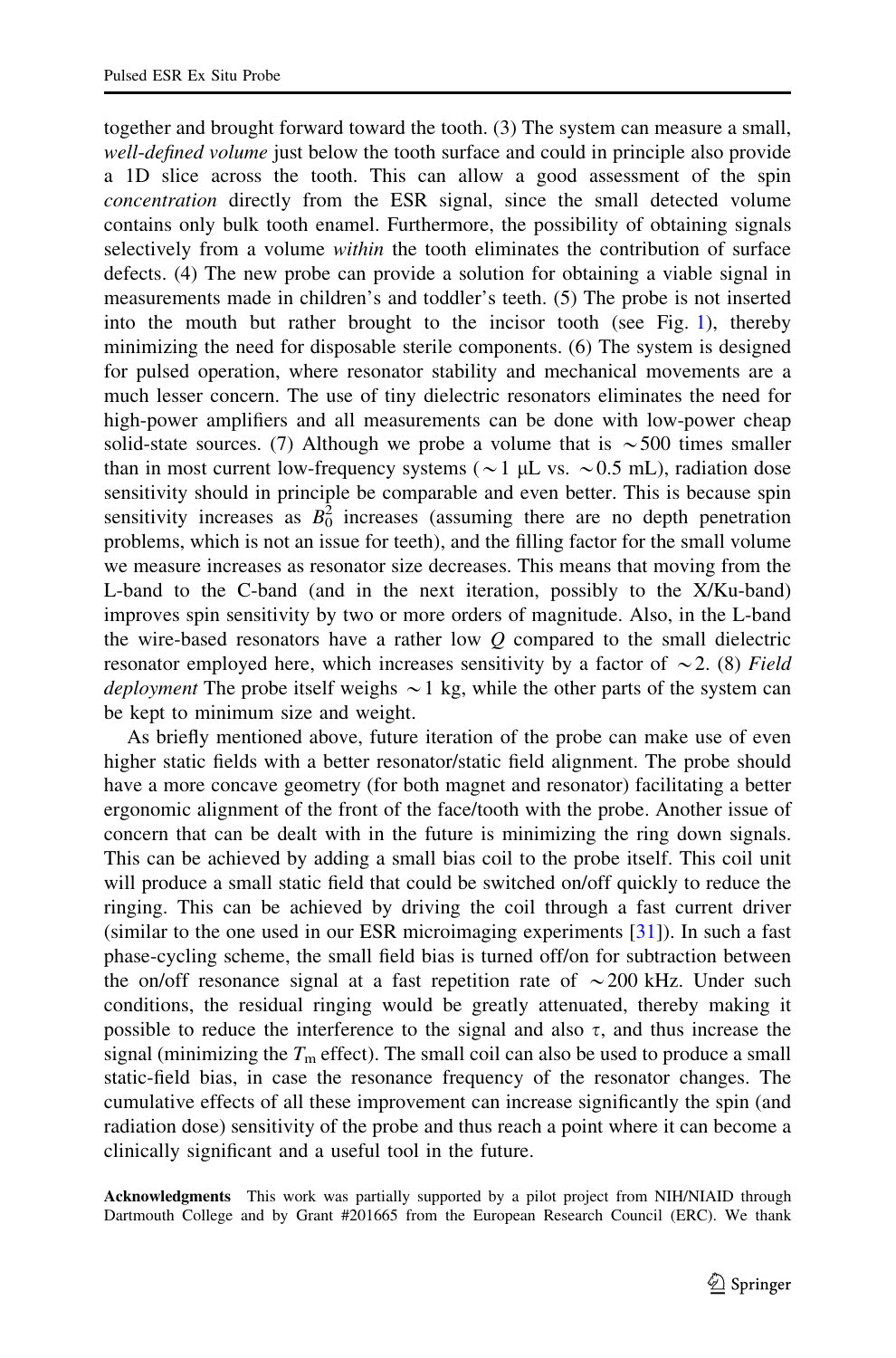together and brought forward toward the tooth. (3) The system can measure a small, *well-defined volume* just below the tooth surface and could in principle also provide a 1D slice across the tooth. This can allow a good assessment of the spin *concentration* directly from the ESR signal, since the small detected volume contains only bulk tooth enamel. Furthermore, the possibility of obtaining signals selectively from a volume *within* the tooth eliminates the contribution of surface defects. (4) The new probe can provide a solution for obtaining a viable signal in measurements made in children's and toddler's teeth. (5) The probe is not inserted into the mouth but rather brought to the incisor tooth (see Fig. 1), thereby minimizing the need for disposable sterile components. (6) The system is designed for pulsed operation, where resonator stability and mechanical movements are a much lesser concern. The use of tiny dielectric resonators eliminates the need for high-power amplifiers and all measurements can be done with low-power cheap solid-state sources. (7) Although we probe a volume that is $\sim 500$ times smaller than in most current low-frequency systems ($\sim 1$ μL vs. $\sim 0.5$ mL), radiation dose sensitivity should in principle be comparable and even better. This is because spin sensitivity increases as $B_0^2$ increases (assuming there are no depth penetration problems, which is not an issue for teeth), and the filling factor for the small volume we measure increases as resonator size decreases. This means that moving from the L-band to the C-band (and in the next iteration, possibly to the X/Ku-band) improves spin sensitivity by two or more orders of magnitude. Also, in the L-band the wire-based resonators have a rather low $Q$ compared to the small dielectric resonator employed here, which increases sensitivity by a factor of $\sim 2$. (8) *Field deployment* The probe itself weighs $\sim 1$ kg, while the other parts of the system can be kept to minimum size and weight.

As briefly mentioned above, future iteration of the probe can make use of even higher static fields with a better resonator/static field alignment. The probe should have a more concave geometry (for both magnet and resonator) facilitating a better ergonomic alignment of the front of the face/tooth with the probe. Another issue of concern that can be dealt with in the future is minimizing the ring down signals. This can be achieved by adding a small bias coil to the probe itself. This coil unit will produce a small static field that could be switched on/off quickly to reduce the ringing. This can be achieved by driving the coil through a fast current driver (similar to the one used in our ESR microimaging experiments [31]). In such a fast phase-cycling scheme, the small field bias is turned off/on for subtraction between the on/off resonance signal at a fast repetition rate of $\sim 200$ kHz. Under such conditions, the residual ringing would be greatly attenuated, thereby making it possible to reduce the interference to the signal and also $\tau$, and thus increase the signal (minimizing the $T_m$ effect). The small coil can also be used to produce a small static-field bias, in case the resonance frequency of the resonator changes. The cumulative effects of all these improvement can increase significantly the spin (and radiation dose) sensitivity of the probe and thus reach a point where it can become a clinically significant and a useful tool in the future.

**Acknowledgments** This work was partially supported by a pilot project from NIH/NIAID through Dartmouth College and by Grant #201665 from the European Research Council (ERC). We thank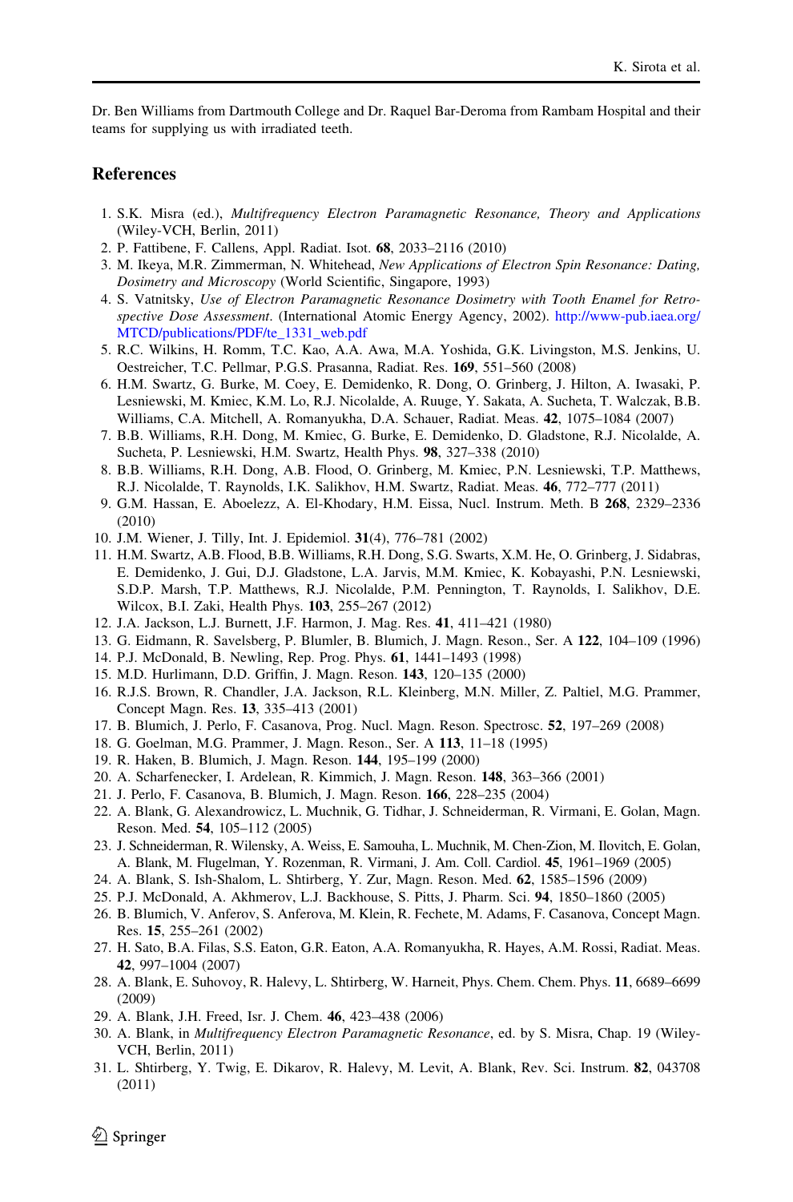Dr. Ben Williams from Dartmouth College and Dr. Raquel Bar-Deroma from Rambam Hospital and their teams for supplying us with irradiated teeth.

## References

1. S.K. Misra (ed.), *Multifrequency Electron Paramagnetic Resonance, Theory and Applications* (Wiley-VCH, Berlin, 2011)
2. P. Fattibene, F. Callens, Appl. Radiat. Isot. **68**, 2033–2116 (2010)
3. M. Ikeya, M.R. Zimmerman, N. Whitehead, *New Applications of Electron Spin Resonance: Dating, Dosimetry and Microscopy* (World Scientific, Singapore, 1993)
4. S. Vatnitsky, *Use of Electron Paramagnetic Resonance Dosimetry with Tooth Enamel for Retrospective Dose Assessment*. (International Atomic Energy Agency, 2002). http://www-pub.iaea.org/MTCD/publications/PDF/te_1331_web.pdf
5. R.C. Wilkins, H. Romm, T.C. Kao, A.A. Awa, M.A. Yoshida, G.K. Livingston, M.S. Jenkins, U. Oestreicher, T.C. Pellmar, P.G.S. Prasanna, Radiat. Res. **169**, 551–560 (2008)
6. H.M. Swartz, G. Burke, M. Coey, E. Demidenko, R. Dong, O. Grinberg, J. Hilton, A. Iwasaki, P. Lesniewski, M. Kmiec, K.M. Lo, R.J. Nicolalde, A. Ruuge, Y. Sakata, A. Sucheta, T. Walczak, B.B. Williams, C.A. Mitchell, A. Romanyukha, D.A. Schauer, Radiat. Meas. **42**, 1075–1084 (2007)
7. B.B. Williams, R.H. Dong, M. Kmiec, G. Burke, E. Demidenko, D. Gladstone, R.J. Nicolalde, A. Sucheta, P. Lesniewski, H.M. Swartz, Health Phys. **98**, 327–338 (2010)
8. B.B. Williams, R.H. Dong, A.B. Flood, O. Grinberg, M. Kmiec, P.N. Lesniewski, T.P. Matthews, R.J. Nicolalde, T. Raynolds, I.K. Salikhov, H.M. Swartz, Radiat. Meas. **46**, 772–777 (2011)
9. G.M. Hassan, E. Aboelezz, A. El-Khodary, H.M. Eissa, Nucl. Instrum. Meth. B **268**, 2329–2336 (2010)
10. J.M. Wiener, J. Tilly, Int. J. Epidemiol. **31**(4), 776–781 (2002)
11. H.M. Swartz, A.B. Flood, B.B. Williams, R.H. Dong, S.G. Swarts, X.M. He, O. Grinberg, J. Sidabras, E. Demidenko, J. Gui, D.J. Gladstone, L.A. Jarvis, M.M. Kmiec, K. Kobayashi, P.N. Lesniewski, S.D.P. Marsh, T.P. Matthews, R.J. Nicolalde, P.M. Pennington, T. Raynolds, I. Salikhov, D.E. Wilcox, B.I. Zaki, Health Phys. **103**, 255–267 (2012)
12. J.A. Jackson, L.J. Burnett, J.F. Harmon, J. Mag. Res. **41**, 411–421 (1980)
13. G. Eidmann, R. Savelsberg, P. Blumler, B. Blumich, J. Magn. Reson., Ser. A **122**, 104–109 (1996)
14. P.J. McDonald, B. Newling, Rep. Prog. Phys. **61**, 1441–1493 (1998)
15. M.D. Hurlimann, D.D. Griffin, J. Magn. Reson. **143**, 120–135 (2000)
16. R.J.S. Brown, R. Chandler, J.A. Jackson, R.L. Kleinberg, M.N. Miller, Z. Paltiel, M.G. Prammer, Concept Magn. Res. **13**, 335–413 (2001)
17. B. Blumich, J. Perlo, F. Casanova, Prog. Nucl. Magn. Reson. Spectrosc. **52**, 197–269 (2008)
18. G. Goelman, M.G. Prammer, J. Magn. Reson., Ser. A **113**, 11–18 (1995)
19. R. Haken, B. Blumich, J. Magn. Reson. **144**, 195–199 (2000)
20. A. Scharfenecker, I. Ardelean, R. Kimmich, J. Magn. Reson. **148**, 363–366 (2001)
21. J. Perlo, F. Casanova, B. Blumich, J. Magn. Reson. **166**, 228–235 (2004)
22. A. Blank, G. Alexandrowicz, L. Muchnik, G. Tidhar, J. Schneiderman, R. Virmani, E. Golan, Magn. Reson. Med. **54**, 105–112 (2005)
23. J. Schneiderman, R. Wilensky, A. Weiss, E. Samouha, L. Muchnik, M. Chen-Zion, M. Ilovitch, E. Golan, A. Blank, M. Flugelman, Y. Rozenman, R. Virmani, J. Am. Coll. Cardiol. **45**, 1961–1969 (2005)
24. A. Blank, S. Ish-Shalom, L. Shtirberg, Y. Zur, Magn. Reson. Med. **62**, 1585–1596 (2009)
25. P.J. McDonald, A. Akhmerov, L.J. Backhouse, S. Pitts, J. Pharm. Sci. **94**, 1850–1860 (2005)
26. B. Blumich, V. Anferov, S. Anferova, M. Klein, R. Fechete, M. Adams, F. Casanova, Concept Magn. Res. **15**, 255–261 (2002)
27. H. Sato, B.A. Filas, S.S. Eaton, G.R. Eaton, A.A. Romanyukha, R. Hayes, A.M. Rossi, Radiat. Meas. **42**, 997–1004 (2007)
28. A. Blank, E. Suhovoy, R. Halevy, L. Shtirberg, W. Harneit, Phys. Chem. Chem. Phys. **11**, 6689–6699 (2009)
29. A. Blank, J.H. Freed, Isr. J. Chem. **46**, 423–438 (2006)
30. A. Blank, in *Multifrequency Electron Paramagnetic Resonance*, ed. by S. Misra, Chap. 19 (Wiley-VCH, Berlin, 2011)
31. L. Shtirberg, Y. Twig, E. Dikarov, R. Halevy, M. Levit, A. Blank, Rev. Sci. Instrum. **82**, 043708 (2011)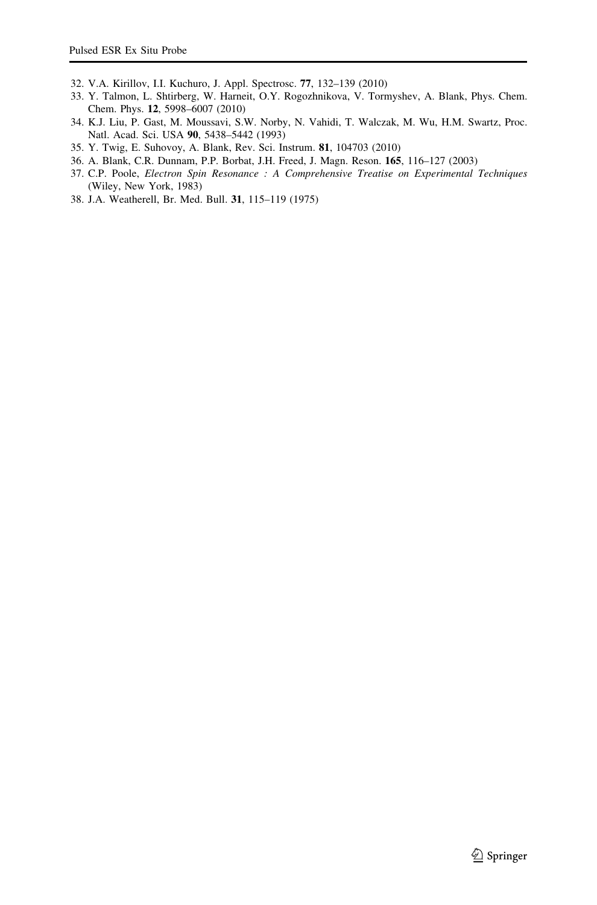32. V.A. Kirillov, I.I. Kuchuro, J. Appl. Spectrosc. **77**, 132–139 (2010)
33. Y. Talmon, L. Shtirberg, W. Harneit, O.Y. Rogozhnikova, V. Tormyshev, A. Blank, Phys. Chem. Chem. Phys. **12**, 5998–6007 (2010)
34. K.J. Liu, P. Gast, M. Moussavi, S.W. Norby, N. Vahidi, T. Walczak, M. Wu, H.M. Swartz, Proc. Natl. Acad. Sci. USA **90**, 5438–5442 (1993)
35. Y. Twig, E. Suhovoy, A. Blank, Rev. Sci. Instrum. **81**, 104703 (2010)
36. A. Blank, C.R. Dunnam, P.P. Borbat, J.H. Freed, J. Magn. Reson. **165**, 116–127 (2003)
37. C.P. Poole, *Electron Spin Resonance : A Comprehensive Treatise on Experimental Techniques* (Wiley, New York, 1983)
38. J.A. Weatherell, Br. Med. Bull. **31**, 115–119 (1975)